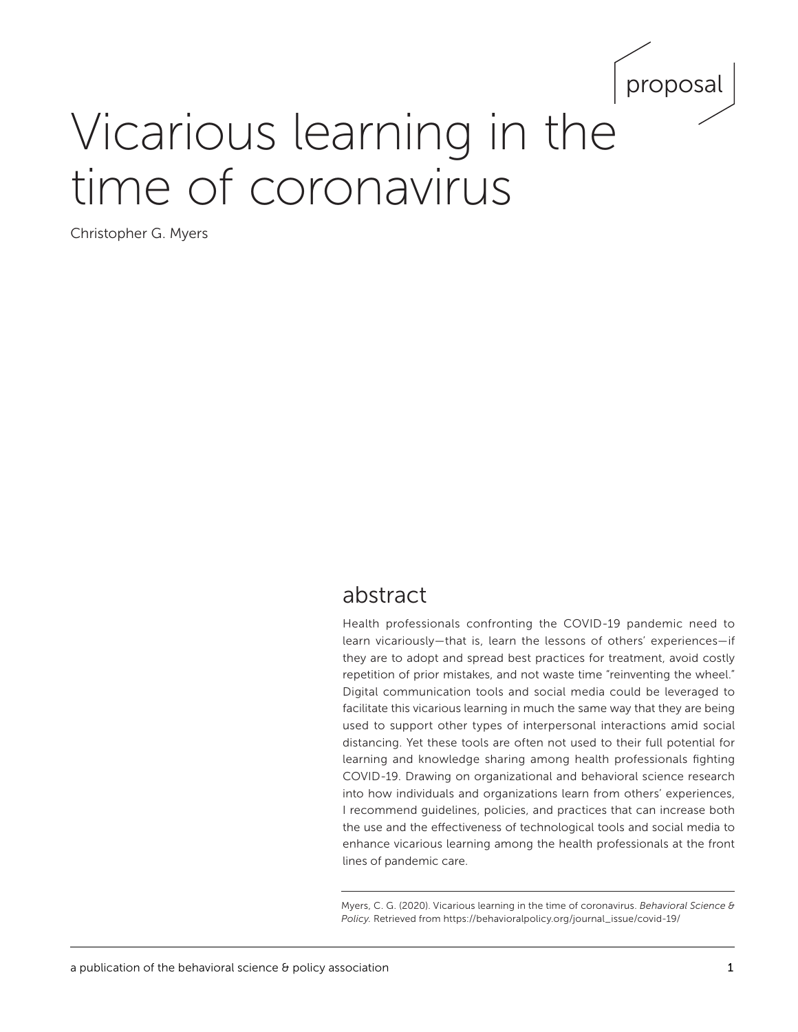proposal

# Vicarious learning in the time of coronavirus

Christopher G. Myers

## abstract

Health professionals confronting the COVID-19 pandemic need to learn vicariously—that is, learn the lessons of others' experiences—if they are to adopt and spread best practices for treatment, avoid costly repetition of prior mistakes, and not waste time "reinventing the wheel." Digital communication tools and social media could be leveraged to facilitate this vicarious learning in much the same way that they are being used to support other types of interpersonal interactions amid social distancing. Yet these tools are often not used to their full potential for learning and knowledge sharing among health professionals fighting COVID-19. Drawing on organizational and behavioral science research into how individuals and organizations learn from others' experiences, I recommend guidelines, policies, and practices that can increase both the use and the effectiveness of technological tools and social media to enhance vicarious learning among the health professionals at the front lines of pandemic care.

Myers, C. G. (2020). Vicarious learning in the time of coronavirus. *Behavioral Science & Policy.* Retrieved from https://behavioralpolicy.org/journal_issue/covid-19/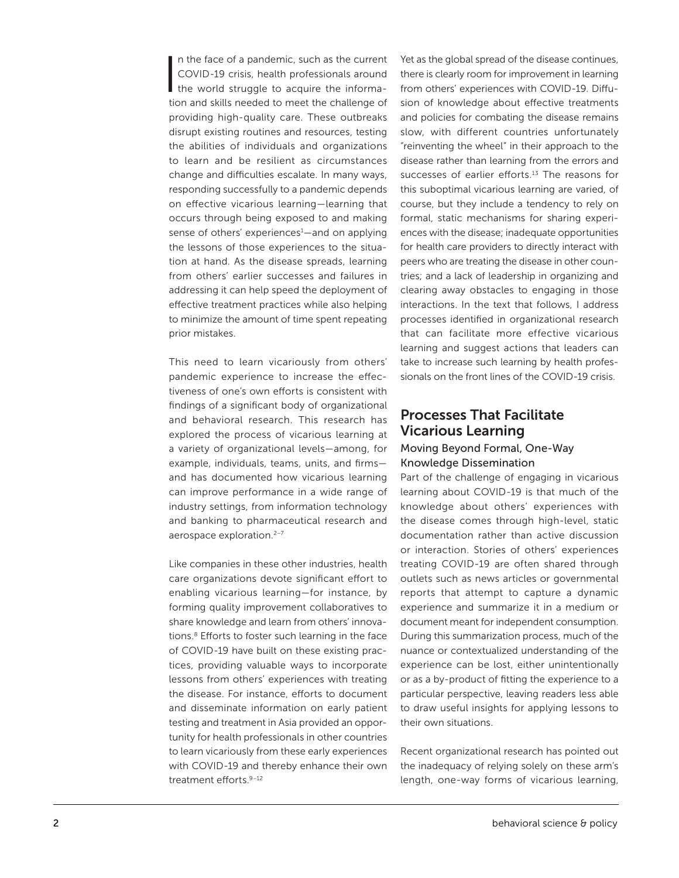In the face of a pandemic, such as the current COVID-19 crisis, health professionals around the world struggle to acquire the information and skills needed to meet the challenge of providing high-quality care. These outbreaks disrupt existing routines and resources, testing the abilities of individuals and organizations to learn and be resilient as circumstances change and difficulties escalate. In many ways, responding successfully to a pandemic depends on effective vicarious learning—learning that occurs through being exposed to and making sense of others' experiences[1]—and on applying the lessons of those experiences to the situation at hand. As the disease spreads, learning from others' earlier successes and failures in addressing it can help speed the deployment of effective treatment practices while also helping to minimize the amount of time spent repeating prior mistakes.

This need to learn vicariously from others' pandemic experience to increase the effectiveness of one's own efforts is consistent with findings of a significant body of organizational and behavioral research. This research has explored the process of vicarious learning at a variety of organizational levels—among, for example, individuals, teams, units, and firms—and has documented how vicarious learning can improve performance in a wide range of industry settings, from information technology and banking to pharmaceutical research and aerospace exploration.[2–7]

Like companies in these other industries, health care organizations devote significant effort to enabling vicarious learning—for instance, by forming quality improvement collaboratives to share knowledge and learn from others' innovations.[8] Efforts to foster such learning in the face of COVID-19 have built on these existing practices, providing valuable ways to incorporate lessons from others' experiences with treating the disease. For instance, efforts to document and disseminate information on early patient testing and treatment in Asia provided an opportunity for health professionals in other countries to learn vicariously from these early experiences with COVID-19 and thereby enhance their own treatment efforts.[9–12]

Yet as the global spread of the disease continues, there is clearly room for improvement in learning from others' experiences with COVID-19. Diffusion of knowledge about effective treatments and policies for combating the disease remains slow, with different countries unfortunately "reinventing the wheel" in their approach to the disease rather than learning from the errors and successes of earlier efforts.[13] The reasons for this suboptimal vicarious learning are varied, of course, but they include a tendency to rely on formal, static mechanisms for sharing experiences with the disease; inadequate opportunities for health care providers to directly interact with peers who are treating the disease in other countries; and a lack of leadership in organizing and clearing away obstacles to engaging in those interactions. In the text that follows, I address processes identified in organizational research that can facilitate more effective vicarious learning and suggest actions that leaders can take to increase such learning by health professionals on the front lines of the COVID-19 crisis.

## Processes That Facilitate Vicarious Learning

### Moving Beyond Formal, One-Way Knowledge Dissemination

Part of the challenge of engaging in vicarious learning about COVID-19 is that much of the knowledge about others' experiences with the disease comes through high-level, static documentation rather than active discussion or interaction. Stories of others' experiences treating COVID-19 are often shared through outlets such as news articles or governmental reports that attempt to capture a dynamic experience and summarize it in a medium or document meant for independent consumption. During this summarization process, much of the nuance or contextualized understanding of the experience can be lost, either unintentionally or as a by-product of fitting the experience to a particular perspective, leaving readers less able to draw useful insights for applying lessons to their own situations.

Recent organizational research has pointed out the inadequacy of relying solely on these arm's length, one-way forms of vicarious learning,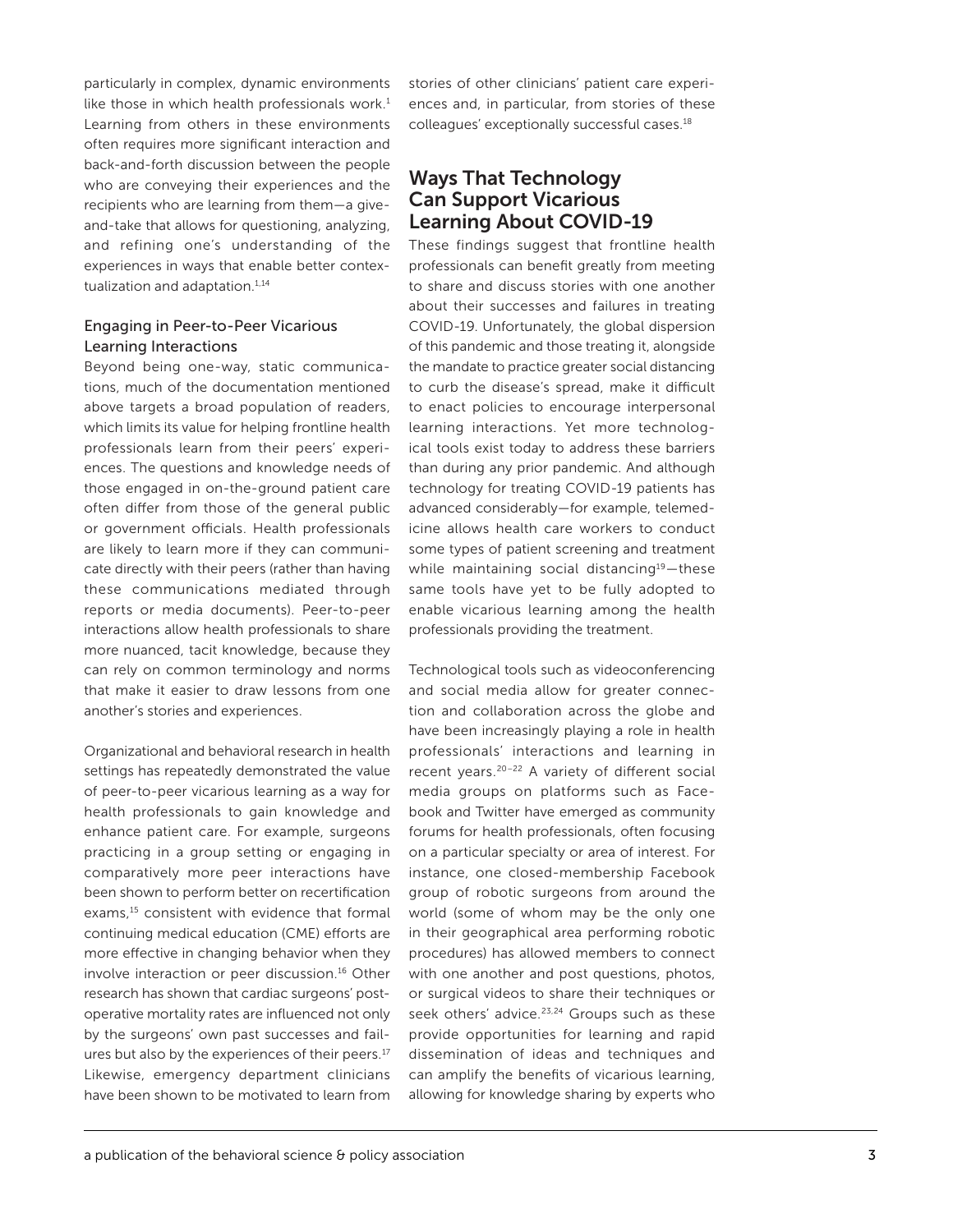particularly in complex, dynamic environments like those in which health professionals work.[1] Learning from others in these environments often requires more significant interaction and back-and-forth discussion between the people who are conveying their experiences and the recipients who are learning from them—a give-and-take that allows for questioning, analyzing, and refining one's understanding of the experiences in ways that enable better contextualization and adaptation.[1,14]

### Engaging in Peer-to-Peer Vicarious Learning Interactions

Beyond being one-way, static communications, much of the documentation mentioned above targets a broad population of readers, which limits its value for helping frontline health professionals learn from their peers' experiences. The questions and knowledge needs of those engaged in on-the-ground patient care often differ from those of the general public or government officials. Health professionals are likely to learn more if they can communicate directly with their peers (rather than having these communications mediated through reports or media documents). Peer-to-peer interactions allow health professionals to share more nuanced, tacit knowledge, because they can rely on common terminology and norms that make it easier to draw lessons from one another's stories and experiences.

Organizational and behavioral research in health settings has repeatedly demonstrated the value of peer-to-peer vicarious learning as a way for health professionals to gain knowledge and enhance patient care. For example, surgeons practicing in a group setting or engaging in comparatively more peer interactions have been shown to perform better on recertification exams,[15] consistent with evidence that formal continuing medical education (CME) efforts are more effective in changing behavior when they involve interaction or peer discussion.[16] Other research has shown that cardiac surgeons' postoperative mortality rates are influenced not only by the surgeons' own past successes and failures but also by the experiences of their peers.[17] Likewise, emergency department clinicians have been shown to be motivated to learn from stories of other clinicians' patient care experiences and, in particular, from stories of these colleagues' exceptionally successful cases.[18]

## Ways That Technology Can Support Vicarious Learning About COVID-19

These findings suggest that frontline health professionals can benefit greatly from meeting to share and discuss stories with one another about their successes and failures in treating COVID-19. Unfortunately, the global dispersion of this pandemic and those treating it, alongside the mandate to practice greater social distancing to curb the disease's spread, make it difficult to enact policies to encourage interpersonal learning interactions. Yet more technological tools exist today to address these barriers than during any prior pandemic. And although technology for treating COVID-19 patients has advanced considerably—for example, telemedicine allows health care workers to conduct some types of patient screening and treatment while maintaining social distancing[19]—these same tools have yet to be fully adopted to enable vicarious learning among the health professionals providing the treatment.

Technological tools such as videoconferencing and social media allow for greater connection and collaboration across the globe and have been increasingly playing a role in health professionals' interactions and learning in recent years.[20–22] A variety of different social media groups on platforms such as Facebook and Twitter have emerged as community forums for health professionals, often focusing on a particular specialty or area of interest. For instance, one closed-membership Facebook group of robotic surgeons from around the world (some of whom may be the only one in their geographical area performing robotic procedures) has allowed members to connect with one another and post questions, photos, or surgical videos to share their techniques or seek others' advice.[23,24] Groups such as these provide opportunities for learning and rapid dissemination of ideas and techniques and can amplify the benefits of vicarious learning, allowing for knowledge sharing by experts who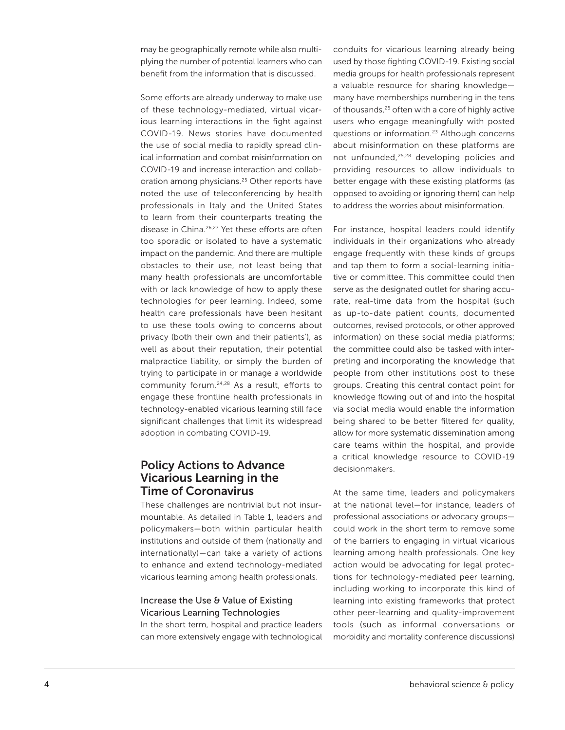may be geographically remote while also multiplying the number of potential learners who can benefit from the information that is discussed.

Some efforts are already underway to make use of these technology-mediated, virtual vicarious learning interactions in the fight against COVID-19. News stories have documented the use of social media to rapidly spread clinical information and combat misinformation on COVID-19 and increase interaction and collaboration among physicians.[25] Other reports have noted the use of teleconferencing by health professionals in Italy and the United States to learn from their counterparts treating the disease in China.[26,27] Yet these efforts are often too sporadic or isolated to have a systematic impact on the pandemic. And there are multiple obstacles to their use, not least being that many health professionals are uncomfortable with or lack knowledge of how to apply these technologies for peer learning. Indeed, some health care professionals have been hesitant to use these tools owing to concerns about privacy (both their own and their patients'), as well as about their reputation, their potential malpractice liability, or simply the burden of trying to participate in or manage a worldwide community forum.[24,28] As a result, efforts to engage these frontline health professionals in technology-enabled vicarious learning still face significant challenges that limit its widespread adoption in combating COVID-19.

## Policy Actions to Advance Vicarious Learning in the Time of Coronavirus

These challenges are nontrivial but not insurmountable. As detailed in Table 1, leaders and policymakers—both within particular health institutions and outside of them (nationally and internationally)—can take a variety of actions to enhance and extend technology-mediated vicarious learning among health professionals.

### Increase the Use & Value of Existing Vicarious Learning Technologies

In the short term, hospital and practice leaders can more extensively engage with technological conduits for vicarious learning already being used by those fighting COVID-19. Existing social media groups for health professionals represent a valuable resource for sharing knowledge—many have memberships numbering in the tens of thousands,[25] often with a core of highly active users who engage meaningfully with posted questions or information.[23] Although concerns about misinformation on these platforms are not unfounded,[25,28] developing policies and providing resources to allow individuals to better engage with these existing platforms (as opposed to avoiding or ignoring them) can help to address the worries about misinformation.

For instance, hospital leaders could identify individuals in their organizations who already engage frequently with these kinds of groups and tap them to form a social-learning initiative or committee. This committee could then serve as the designated outlet for sharing accurate, real-time data from the hospital (such as up-to-date patient counts, documented outcomes, revised protocols, or other approved information) on these social media platforms; the committee could also be tasked with interpreting and incorporating the knowledge that people from other institutions post to these groups. Creating this central contact point for knowledge flowing out of and into the hospital via social media would enable the information being shared to be better filtered for quality, allow for more systematic dissemination among care teams within the hospital, and provide a critical knowledge resource to COVID-19 decisionmakers.

At the same time, leaders and policymakers at the national level—for instance, leaders of professional associations or advocacy groups—could work in the short term to remove some of the barriers to engaging in virtual vicarious learning among health professionals. One key action would be advocating for legal protections for technology-mediated peer learning, including working to incorporate this kind of learning into existing frameworks that protect other peer-learning and quality-improvement tools (such as informal conversations or morbidity and mortality conference discussions)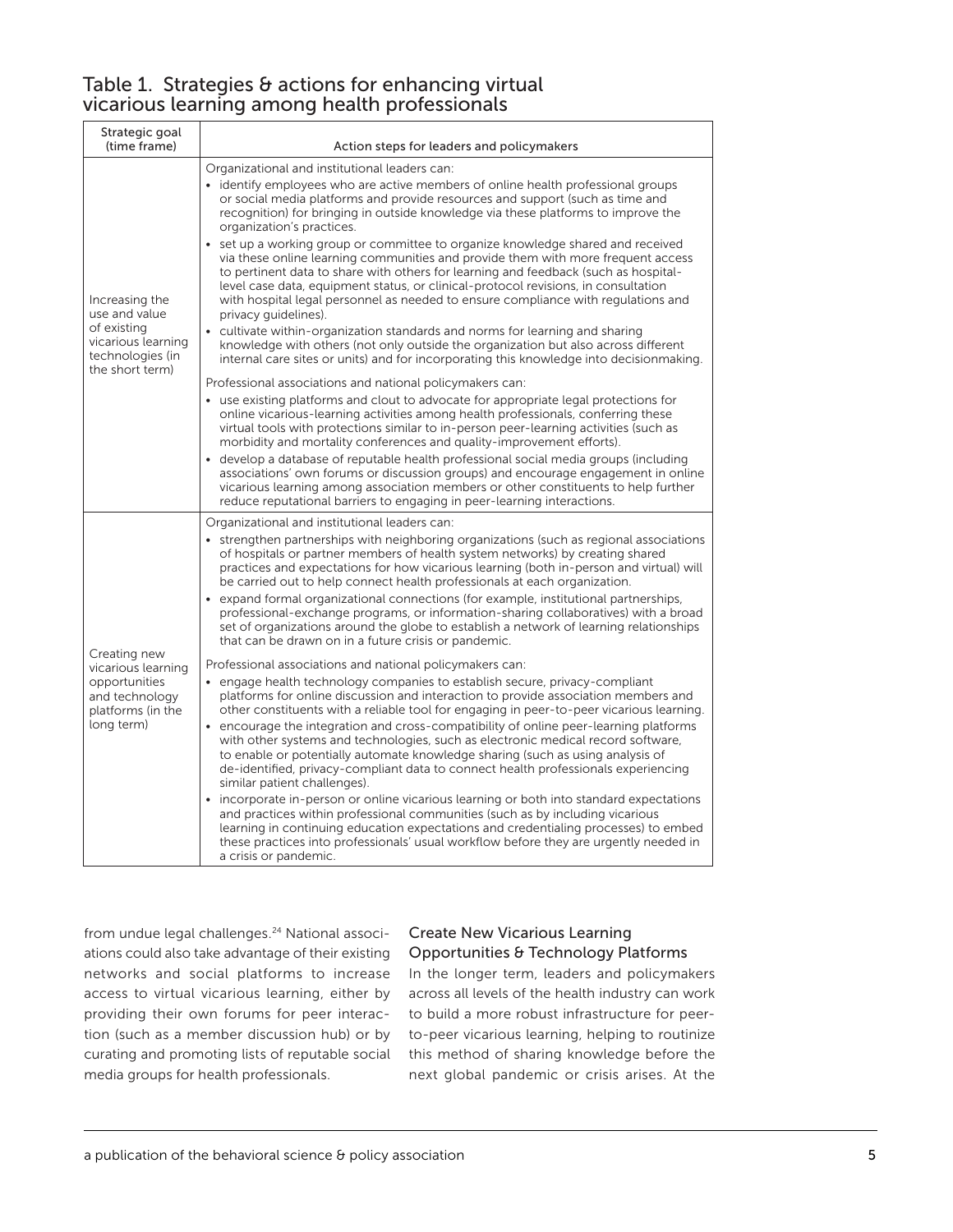## Table 1. Strategies & actions for enhancing virtual vicarious learning among health professionals

| Strategic goal (time frame) | Action steps for leaders and policymakers |
|---|---|
| Increasing the use and value of existing vicarious learning technologies (in the short term) | Organizational and institutional leaders can:<br>• identify employees who are active members of online health professional groups or social media platforms and provide resources and support (such as time and recognition) for bringing in outside knowledge via these platforms to improve the organization's practices.<br>• set up a working group or committee to organize knowledge shared and received via these online learning communities and provide them with more frequent access to pertinent data to share with others for learning and feedback (such as hospital-level case data, equipment status, or clinical-protocol revisions, in consultation with hospital legal personnel as needed to ensure compliance with regulations and privacy guidelines).<br>• cultivate within-organization standards and norms for learning and sharing knowledge with others (not only outside the organization but also across different internal care sites or units) and for incorporating this knowledge into decisionmaking.<br>Professional associations and national policymakers can:<br>• use existing platforms and clout to advocate for appropriate legal protections for online vicarious-learning activities among health professionals, conferring these virtual tools with protections similar to in-person peer-learning activities (such as morbidity and mortality conferences and quality-improvement efforts).<br>• develop a database of reputable health professional social media groups (including associations' own forums or discussion groups) and encourage engagement in online vicarious learning among association members or other constituents to help further reduce reputational barriers to engaging in peer-learning interactions. |
| Creating new vicarious learning opportunities and technology platforms (in the long term) | Organizational and institutional leaders can:<br>• strengthen partnerships with neighboring organizations (such as regional associations of hospitals or partner members of health system networks) by creating shared practices and expectations for how vicarious learning (both in-person and virtual) will be carried out to help connect health professionals at each organization.<br>• expand formal organizational connections (for example, institutional partnerships, professional-exchange programs, or information-sharing collaboratives) with a broad set of organizations around the globe to establish a network of learning relationships that can be drawn on in a future crisis or pandemic.<br>Professional associations and national policymakers can:<br>• engage health technology companies to establish secure, privacy-compliant platforms for online discussion and interaction to provide association members and other constituents with a reliable tool for engaging in peer-to-peer vicarious learning.<br>• encourage the integration and cross-compatibility of online peer-learning platforms with other systems and technologies, such as electronic medical record software, to enable or potentially automate knowledge sharing (such as using analysis of de-identified, privacy-compliant data to connect health professionals experiencing similar patient challenges).<br>• incorporate in-person or online vicarious learning or both into standard expectations and practices within professional communities (such as by including vicarious learning in continuing education expectations and credentialing processes) to embed these practices into professionals' usual workflow before they are urgently needed in a crisis or pandemic. |

from undue legal challenges.[24] National associations could also take advantage of their existing networks and social platforms to increase access to virtual vicarious learning, either by providing their own forums for peer interaction (such as a member discussion hub) or by curating and promoting lists of reputable social media groups for health professionals.

### Create New Vicarious Learning Opportunities & Technology Platforms

In the longer term, leaders and policymakers across all levels of the health industry can work to build a more robust infrastructure for peer-to-peer vicarious learning, helping to routinize this method of sharing knowledge before the next global pandemic or crisis arises. At the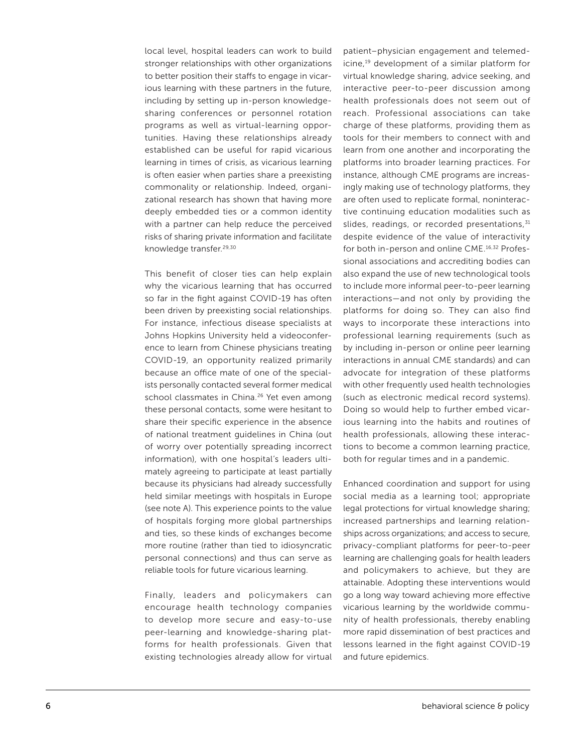local level, hospital leaders can work to build stronger relationships with other organizations to better position their staffs to engage in vicarious learning with these partners in the future, including by setting up in-person knowledge-sharing conferences or personnel rotation programs as well as virtual-learning opportunities. Having these relationships already established can be useful for rapid vicarious learning in times of crisis, as vicarious learning is often easier when parties share a preexisting commonality or relationship. Indeed, organizational research has shown that having more deeply embedded ties or a common identity with a partner can help reduce the perceived risks of sharing private information and facilitate knowledge transfer.[29,30]

This benefit of closer ties can help explain why the vicarious learning that has occurred so far in the fight against COVID-19 has often been driven by preexisting social relationships. For instance, infectious disease specialists at Johns Hopkins University held a videoconference to learn from Chinese physicians treating COVID-19, an opportunity realized primarily because an office mate of one of the specialists personally contacted several former medical school classmates in China.[26] Yet even among these personal contacts, some were hesitant to share their specific experience in the absence of national treatment guidelines in China (out of worry over potentially spreading incorrect information), with one hospital's leaders ultimately agreeing to participate at least partially because its physicians had already successfully held similar meetings with hospitals in Europe (see note A). This experience points to the value of hospitals forging more global partnerships and ties, so these kinds of exchanges become more routine (rather than tied to idiosyncratic personal connections) and thus can serve as reliable tools for future vicarious learning.

Finally, leaders and policymakers can encourage health technology companies to develop more secure and easy-to-use peer-learning and knowledge-sharing platforms for health professionals. Given that existing technologies already allow for virtual patient–physician engagement and telemedicine,[19] development of a similar platform for virtual knowledge sharing, advice seeking, and interactive peer-to-peer discussion among health professionals does not seem out of reach. Professional associations can take charge of these platforms, providing them as tools for their members to connect with and learn from one another and incorporating the platforms into broader learning practices. For instance, although CME programs are increasingly making use of technology platforms, they are often used to replicate formal, noninteractive continuing education modalities such as slides, readings, or recorded presentations,[31] despite evidence of the value of interactivity for both in-person and online CME.[16,32] Professional associations and accrediting bodies can also expand the use of new technological tools to include more informal peer-to-peer learning interactions—and not only by providing the platforms for doing so. They can also find ways to incorporate these interactions into professional learning requirements (such as by including in-person or online peer learning interactions in annual CME standards) and can advocate for integration of these platforms with other frequently used health technologies (such as electronic medical record systems). Doing so would help to further embed vicarious learning into the habits and routines of health professionals, allowing these interactions to become a common learning practice, both for regular times and in a pandemic.

Enhanced coordination and support for using social media as a learning tool; appropriate legal protections for virtual knowledge sharing; increased partnerships and learning relationships across organizations; and access to secure, privacy-compliant platforms for peer-to-peer learning are challenging goals for health leaders and policymakers to achieve, but they are attainable. Adopting these interventions would go a long way toward achieving more effective vicarious learning by the worldwide community of health professionals, thereby enabling more rapid dissemination of best practices and lessons learned in the fight against COVID-19 and future epidemics.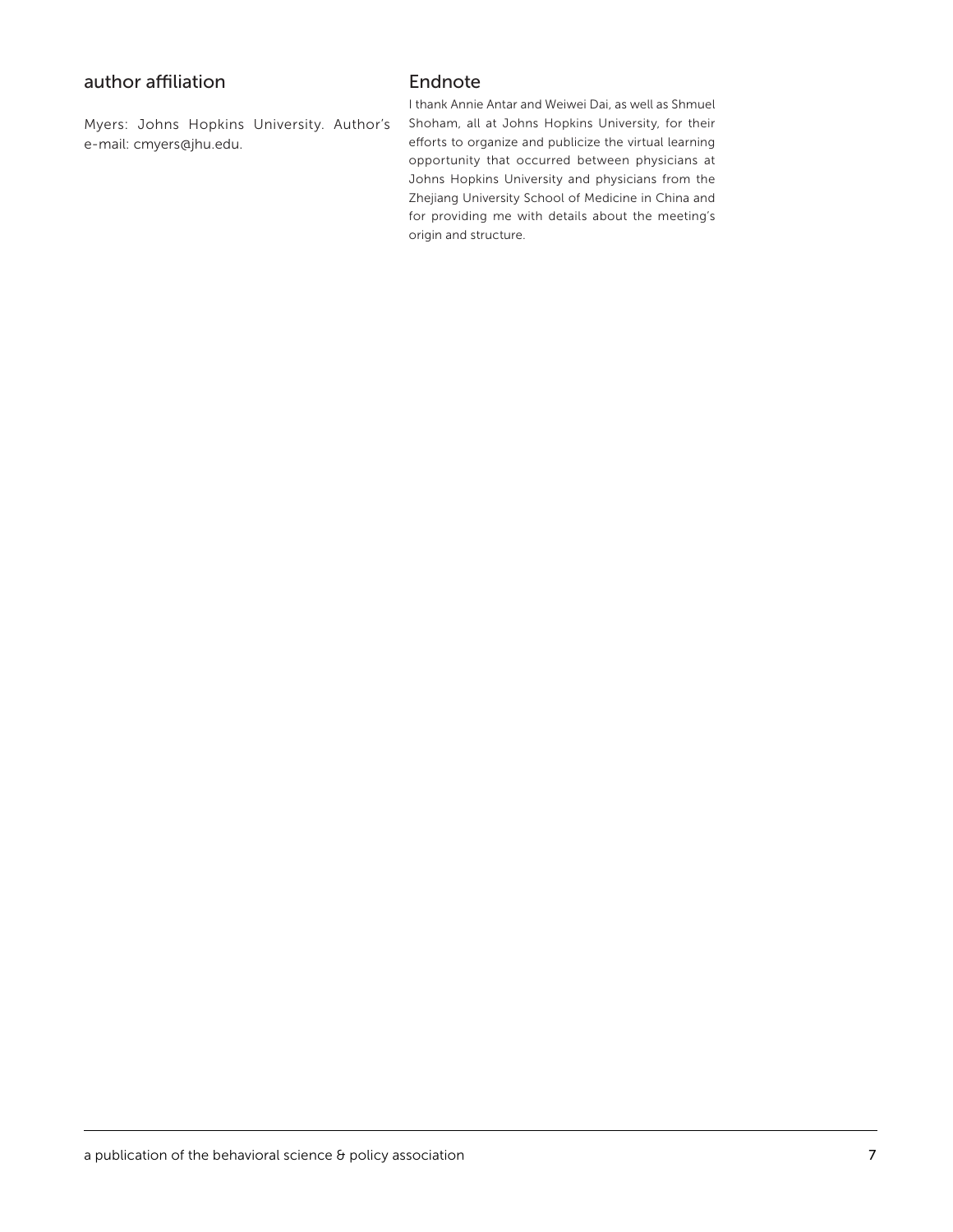## author affiliation

Myers: Johns Hopkins University. Author's e-mail: cmyers@jhu.edu.

## Endnote

I thank Annie Antar and Weiwei Dai, as well as Shmuel Shoham, all at Johns Hopkins University, for their efforts to organize and publicize the virtual learning opportunity that occurred between physicians at Johns Hopkins University and physicians from the Zhejiang University School of Medicine in China and for providing me with details about the meeting's origin and structure.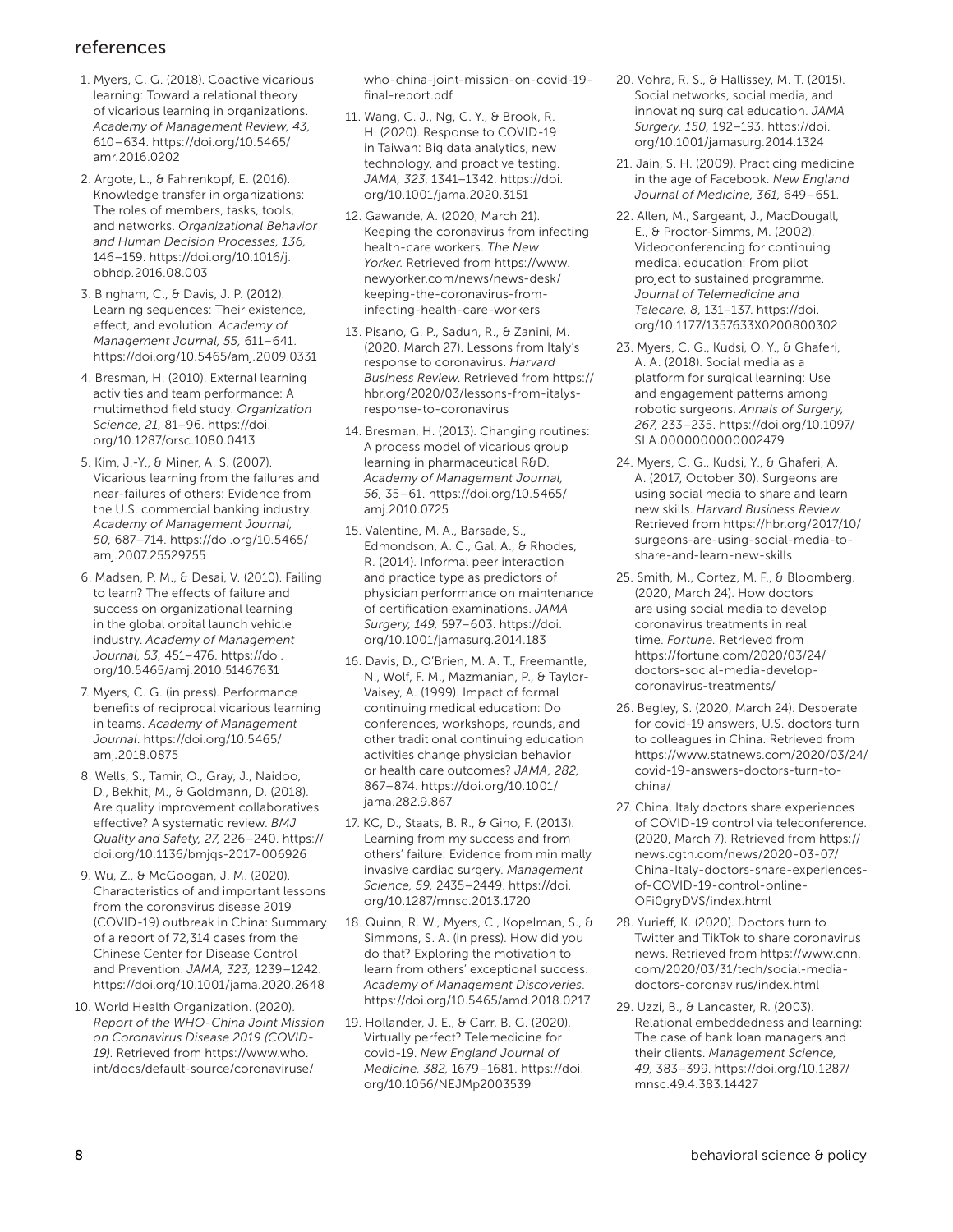## references

1. Myers, C. G. (2018). Coactive vicarious learning: Toward a relational theory of vicarious learning in organizations. *Academy of Management Review, 43,* 610–634. https://doi.org/10.5465/amr.2016.0202

2. Argote, L., & Fahrenkopf, E. (2016). Knowledge transfer in organizations: The roles of members, tasks, tools, and networks. *Organizational Behavior and Human Decision Processes, 136,* 146–159. https://doi.org/10.1016/j.obhdp.2016.08.003

3. Bingham, C., & Davis, J. P. (2012). Learning sequences: Their existence, effect, and evolution. *Academy of Management Journal, 55,* 611–641. https://doi.org/10.5465/amj.2009.0331

4. Bresman, H. (2010). External learning activities and team performance: A multimethod field study. *Organization Science, 21,* 81–96. https://doi.org/10.1287/orsc.1080.0413

5. Kim, J.-Y., & Miner, A. S. (2007). Vicarious learning from the failures and near-failures of others: Evidence from the U.S. commercial banking industry. *Academy of Management Journal, 50,* 687–714. https://doi.org/10.5465/amj.2007.25529755

6. Madsen, P. M., & Desai, V. (2010). Failing to learn? The effects of failure and success on organizational learning in the global orbital launch vehicle industry. *Academy of Management Journal, 53,* 451–476. https://doi.org/10.5465/amj.2010.51467631

7. Myers, C. G. (in press). Performance benefits of reciprocal vicarious learning in teams. *Academy of Management Journal*. https://doi.org/10.5465/amj.2018.0875

8. Wells, S., Tamir, O., Gray, J., Naidoo, D., Bekhit, M., & Goldmann, D. (2018). Are quality improvement collaboratives effective? A systematic review. *BMJ Quality and Safety, 27,* 226–240. https://doi.org/10.1136/bmjqs-2017-006926

9. Wu, Z., & McGoogan, J. M. (2020). Characteristics of and important lessons from the coronavirus disease 2019 (COVID-19) outbreak in China: Summary of a report of 72,314 cases from the Chinese Center for Disease Control and Prevention. *JAMA, 323,* 1239–1242. https://doi.org/10.1001/jama.2020.2648

10. World Health Organization. (2020). *Report of the WHO-China Joint Mission on Coronavirus Disease 2019 (COVID-19).* Retrieved from https://www.who.int/docs/default-source/coronaviruse/who-china-joint-mission-on-covid-19-final-report.pdf

11. Wang, C. J., Ng, C. Y., & Brook, R. H. (2020). Response to COVID-19 in Taiwan: Big data analytics, new technology, and proactive testing. *JAMA, 323,* 1341–1342. https://doi.org/10.1001/jama.2020.3151

12. Gawande, A. (2020, March 21). Keeping the coronavirus from infecting health-care workers. *The New Yorker.* Retrieved from https://www.newyorker.com/news/news-desk/keeping-the-coronavirus-from-infecting-health-care-workers

13. Pisano, G. P., Sadun, R., & Zanini, M. (2020, March 27). Lessons from Italy's response to coronavirus. *Harvard Business Review.* Retrieved from https://hbr.org/2020/03/lessons-from-italys-response-to-coronavirus

14. Bresman, H. (2013). Changing routines: A process model of vicarious group learning in pharmaceutical R&D. *Academy of Management Journal, 56,* 35–61. https://doi.org/10.5465/amj.2010.0725

15. Valentine, M. A., Barsade, S., Edmondson, A. C., Gal, A., & Rhodes, R. (2014). Informal peer interaction and practice type as predictors of physician performance on maintenance of certification examinations. *JAMA Surgery, 149,* 597–603. https://doi.org/10.1001/jamasurg.2014.183

16. Davis, D., O'Brien, M. A. T., Freemantle, N., Wolf, F. M., Mazmanian, P., & Taylor-Vaisey, A. (1999). Impact of formal continuing medical education: Do conferences, workshops, rounds, and other traditional continuing education activities change physician behavior or health care outcomes? *JAMA, 282,* 867–874. https://doi.org/10.1001/jama.282.9.867

17. KC, D., Staats, B. R., & Gino, F. (2013). Learning from my success and from others' failure: Evidence from minimally invasive cardiac surgery. *Management Science, 59,* 2435–2449. https://doi.org/10.1287/mnsc.2013.1720

18. Quinn, R. W., Myers, C., Kopelman, S., & Simmons, S. A. (in press). How did you do that? Exploring the motivation to learn from others' exceptional success. *Academy of Management Discoveries*. https://doi.org/10.5465/amd.2018.0217

19. Hollander, J. E., & Carr, B. G. (2020). Virtually perfect? Telemedicine for covid-19. *New England Journal of Medicine, 382,* 1679–1681. https://doi.org/10.1056/NEJMp2003539

20. Vohra, R. S., & Hallissey, M. T. (2015). Social networks, social media, and innovating surgical education. *JAMA Surgery, 150,* 192–193. https://doi.org/10.1001/jamasurg.2014.1324

21. Jain, S. H. (2009). Practicing medicine in the age of Facebook. *New England Journal of Medicine, 361,* 649–651.

22. Allen, M., Sargeant, J., MacDougall, E., & Proctor-Simms, M. (2002). Videoconferencing for continuing medical education: From pilot project to sustained programme. *Journal of Telemedicine and Telecare, 8,* 131–137. https://doi.org/10.1177/1357633X0200800302

23. Myers, C. G., Kudsi, O. Y., & Ghaferi, A. A. (2018). Social media as a platform for surgical learning: Use and engagement patterns among robotic surgeons. *Annals of Surgery, 267,* 233–235. https://doi.org/10.1097/SLA.0000000000002479

24. Myers, C. G., Kudsi, Y., & Ghaferi, A. A. (2017, October 30). Surgeons are using social media to share and learn new skills. *Harvard Business Review.* Retrieved from https://hbr.org/2017/10/surgeons-are-using-social-media-to-share-and-learn-new-skills

25. Smith, M., Cortez, M. F., & Bloomberg. (2020, March 24). How doctors are using social media to develop coronavirus treatments in real time. *Fortune.* Retrieved from https://fortune.com/2020/03/24/doctors-social-media-develop-coronavirus-treatments/

26. Begley, S. (2020, March 24). Desperate for covid-19 answers, U.S. doctors turn to colleagues in China. Retrieved from https://www.statnews.com/2020/03/24/covid-19-answers-doctors-turn-to-china/

27. China, Italy doctors share experiences of COVID-19 control via teleconference. (2020, March 7). Retrieved from https://news.cgtn.com/news/2020-03-07/China-Italy-doctors-share-experiences-of-COVID-19-control-online-OFi0gryDVS/index.html

28. Yurieff, K. (2020). Doctors turn to Twitter and TikTok to share coronavirus news. Retrieved from https://www.cnn.com/2020/03/31/tech/social-media-doctors-coronavirus/index.html

29. Uzzi, B., & Lancaster, R. (2003). Relational embeddedness and learning: The case of bank loan managers and their clients. *Management Science, 49,* 383–399. https://doi.org/10.1287/mnsc.49.4.383.14427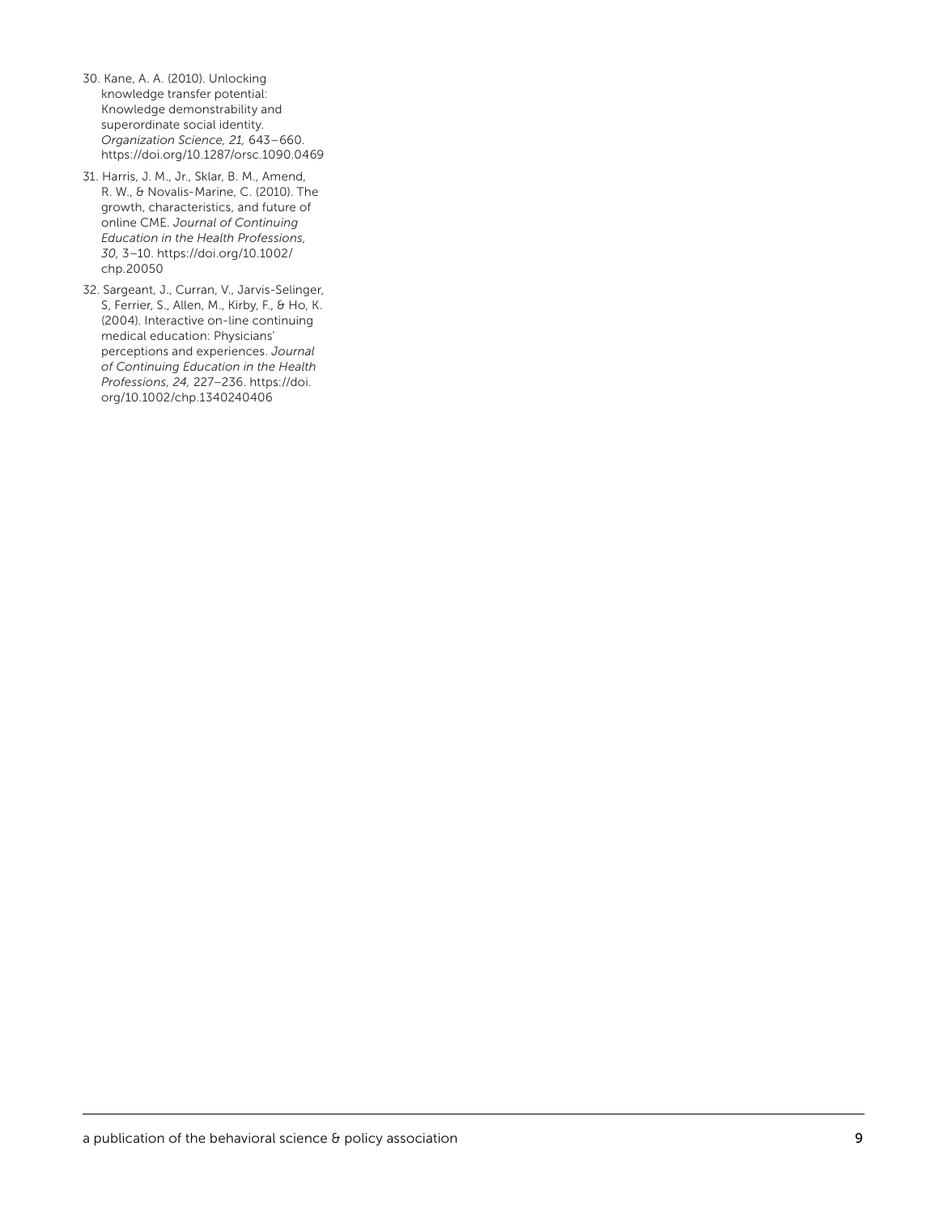30. Kane, A. A. (2010). Unlocking knowledge transfer potential: Knowledge demonstrability and superordinate social identity. *Organization Science, 21,* 643–660. https://doi.org/10.1287/orsc.1090.0469

31. Harris, J. M., Jr., Sklar, B. M., Amend, R. W., & Novalis-Marine, C. (2010). The growth, characteristics, and future of online CME. *Journal of Continuing Education in the Health Professions, 30,* 3–10. https://doi.org/10.1002/chp.20050

32. Sargeant, J., Curran, V., Jarvis-Selinger, S, Ferrier, S., Allen, M., Kirby, F., & Ho, K. (2004). Interactive on-line continuing medical education: Physicians' perceptions and experiences. *Journal of Continuing Education in the Health Professions, 24,* 227–236. https://doi.org/10.1002/chp.1340240406